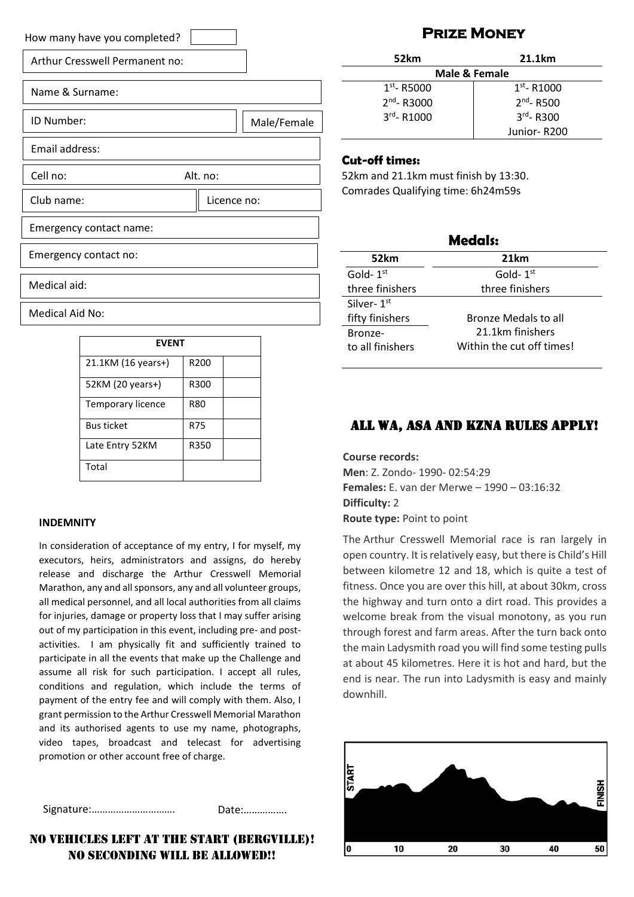How many have you completed?

Arthur Cresswell Permanent no:

Name & Surname:

ID Number: | Male/Female

Email address:

Cell no: Alt. no:

Club name: | Licence no:

Emergency contact name:

Emergency contact no:

Medical aid:

Medical Aid No:

| EVENT | | |
|---|---|---|
| 21.1KM (16 years+) | R200 | |
| 52KM (20 years+) | R300 | |
| Temporary licence | R80 | |
| Bus ticket | R75 | |
| Late Entry 52KM | R350 | |
| Total | | |

**INDEMNITY**

In consideration of acceptance of my entry, I for myself, my executors, heirs, administrators and assigns, do hereby release and discharge the Arthur Cresswell Memorial Marathon, any and all sponsors, any and all volunteer groups, all medical personnel, and all local authorities from all claims for injuries, damage or property loss that I may suffer arising out of my participation in this event, including pre- and post-activities. I am physically fit and sufficiently trained to participate in all the events that make up the Challenge and assume all risk for such participation. I accept all rules, conditions and regulation, which include the terms of payment of the entry fee and will comply with them. Also, I grant permission to the Arthur Cresswell Memorial Marathon and its authorised agents to use my name, photographs, video tapes, broadcast and telecast for advertising promotion or other account free of charge.

Signature:…………………………. Date:…………….

**NO VEHICLES LEFT AT THE START (BERGVILLE)! NO SECONDING WILL BE ALLOWED!!**

## Prize Money

| 52km | 21.1km |
|---|---|
| Male & Female | |
| 1st- R5000 | 1st- R1000 |
| 2nd- R3000 | 2nd- R500 |
| 3rd- R1000 | 3rd- R300 |
| | Junior- R200 |

### Cut-off times:

52km and 21.1km must finish by 13:30.
Comrades Qualifying time: 6h24m59s

### Medals:

| 52km | 21km |
|---|---|
| Gold- 1st three finishers | Gold- 1st three finishers |
| Silver- 1st fifty finishers | Bronze Medals to all 21.1km finishers Within the cut off times! |
| Bronze- to all finishers | |

## ALL WA, ASA AND KZNA RULES APPLY!

**Course records:**
**Men**: Z. Zondo- 1990- 02:54:29
**Females:** E. van der Merwe – 1990 – 03:16:32
**Difficulty:** 2
**Route type:** Point to point

The Arthur Cresswell Memorial race is ran largely in open country. It is relatively easy, but there is Child's Hill between kilometre 12 and 18, which is quite a test of fitness. Once you are over this hill, at about 30km, cross the highway and turn onto a dirt road. This provides a welcome break from the visual monotony, as you run through forest and farm areas. After the turn back onto the main Ladysmith road you will find some testing pulls at about 45 kilometres. Here it is hot and hard, but the end is near. The run into Ladysmith is easy and mainly downhill.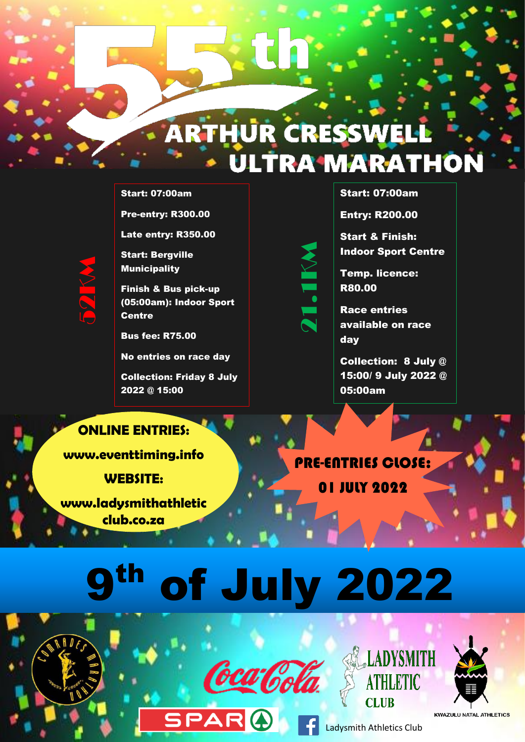# 55th ARTHUR CRESSWELL ULTRA MARATHON

## 52KM

**Start: 07:00am**

**Pre-entry: R300.00**

**Late entry: R350.00**

**Start: Bergville Municipality**

**Finish & Bus pick-up (05:00am): Indoor Sport Centre**

**Bus fee: R75.00**

**No entries on race day**

**Collection: Friday 8 July 2022 @ 15:00**

## 21.1KM

**Start: 07:00am**

**Entry: R200.00**

**Start & Finish: Indoor Sport Centre**

**Temp. licence: R80.00**

**Race entries available on race day**

**Collection: 8 July @ 15:00/ 9 July 2022 @ 05:00am**

**ONLINE ENTRIES:**

**www.eventtiming.info**

**WEBSITE:**

**www.ladysmithathletic club.co.za**

**PRE-ENTRIES CLOSE:**

**01 JULY 2022**

# 9th of July 2022

LADYSMITH ATHLETIC CLUB

KWAZULU NATAL ATHLETICS

Ladysmith Athletics Club